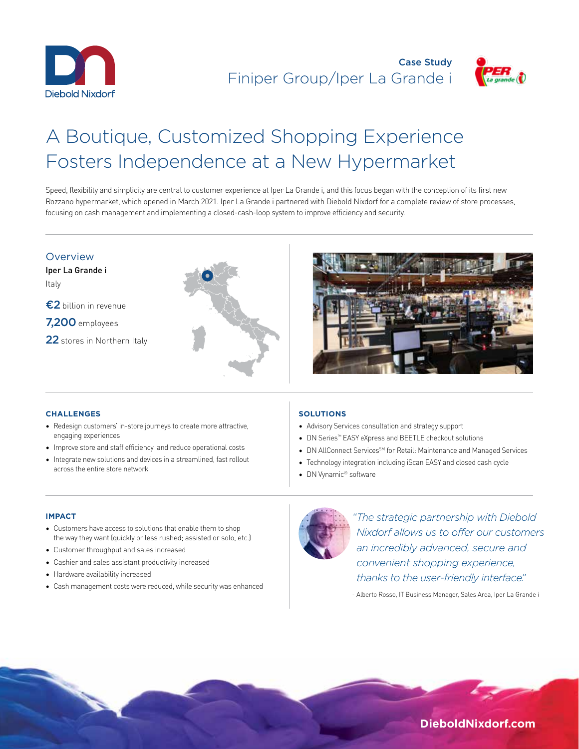Case Study

Finiper Group/Iper La Grande i

# A Boutique, Customized Shopping Experience Fosters Independence at a New Hypermarket

Speed, flexibility and simplicity are central to customer experience at Iper La Grande i, and this focus began with the conception of its first new Rozzano hypermarket, which opened in March 2021. Iper La Grande i partnered with Diebold Nixdorf for a complete review of store processes, focusing on cash management and implementing a closed-cash-loop system to improve efficiency and security.

## Overview

**Iper La Grande i**

Italy

**€2** billion in revenue

**7,200** employees

**22** stores in Northern Italy

### CHALLENGES

- Redesign customers' in-store journeys to create more attractive, engaging experiences
- Improve store and staff efficiency and reduce operational costs
- Integrate new solutions and devices in a streamlined, fast rollout across the entire store network

### SOLUTIONS

- Advisory Services consultation and strategy support
- DN Series™ EASY eXpress and BEETLE checkout solutions
- DN AllConnect Services℠ for Retail: Maintenance and Managed Services
- Technology integration including iScan EASY and closed cash cycle
- DN Vynamic® software

### IMPACT

- Customers have access to solutions that enable them to shop the way they want (quickly or less rushed; assisted or solo, etc.)
- Customer throughput and sales increased
- Cashier and sales assistant productivity increased
- Hardware availability increased
- Cash management costs were reduced, while security was enhanced

*"The strategic partnership with Diebold Nixdorf allows us to offer our customers an incredibly advanced, secure and convenient shopping experience, thanks to the user-friendly interface."*

- Alberto Rosso, IT Business Manager, Sales Area, Iper La Grande i

DieboldNixdorf.com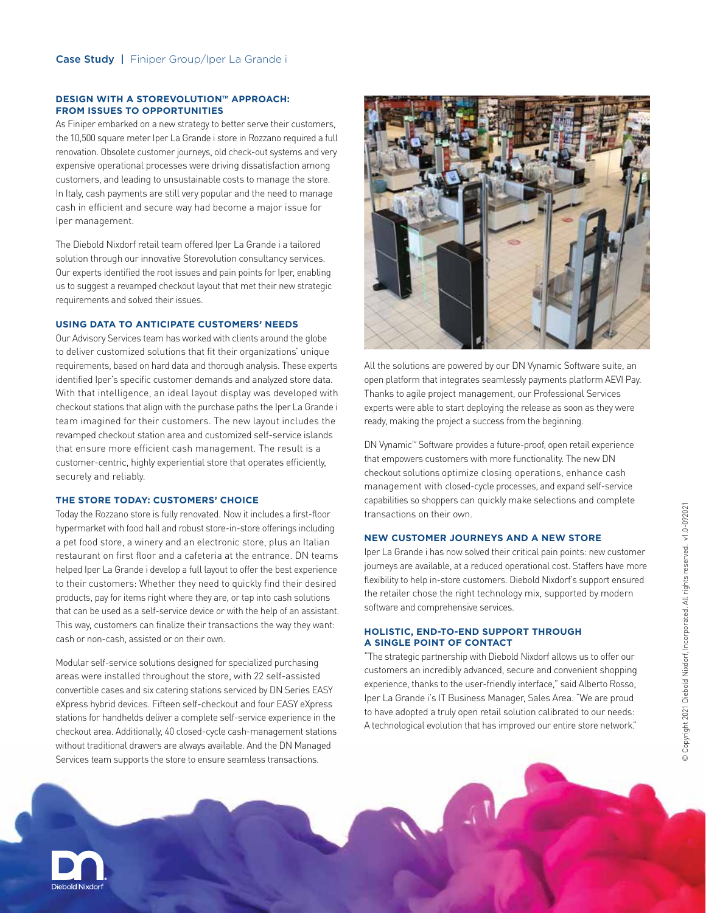## DESIGN WITH A STOREVOLUTION™ APPROACH: FROM ISSUES TO OPPORTUNITIES

As Finiper embarked on a new strategy to better serve their customers, the 10,500 square meter Iper La Grande i store in Rozzano required a full renovation. Obsolete customer journeys, old check-out systems and very expensive operational processes were driving dissatisfaction among customers, and leading to unsustainable costs to manage the store. In Italy, cash payments are still very popular and the need to manage cash in efficient and secure way had become a major issue for Iper management.

The Diebold Nixdorf retail team offered Iper La Grande i a tailored solution through our innovative Storevolution consultancy services. Our experts identified the root issues and pain points for Iper, enabling us to suggest a revamped checkout layout that met their new strategic requirements and solved their issues.

## USING DATA TO ANTICIPATE CUSTOMERS' NEEDS

Our Advisory Services team has worked with clients around the globe to deliver customized solutions that fit their organizations' unique requirements, based on hard data and thorough analysis. These experts identified Iper's specific customer demands and analyzed store data. With that intelligence, an ideal layout display was developed with checkout stations that align with the purchase paths the Iper La Grande i team imagined for their customers. The new layout includes the revamped checkout station area and customized self-service islands that ensure more efficient cash management. The result is a customer-centric, highly experiential store that operates efficiently, securely and reliably.

## THE STORE TODAY: CUSTOMERS' CHOICE

Today the Rozzano store is fully renovated. Now it includes a first-floor hypermarket with food hall and robust store-in-store offerings including a pet food store, a winery and an electronic store, plus an Italian restaurant on first floor and a cafeteria at the entrance. DN teams helped Iper La Grande i develop a full layout to offer the best experience to their customers: Whether they need to quickly find their desired products, pay for items right where they are, or tap into cash solutions that can be used as a self-service device or with the help of an assistant. This way, customers can finalize their transactions the way they want: cash or non-cash, assisted or on their own.

Modular self-service solutions designed for specialized purchasing areas were installed throughout the store, with 22 self-assisted convertible cases and six catering stations serviced by DN Series EASY eXpress hybrid devices. Fifteen self-checkout and four EASY eXpress stations for handhelds deliver a complete self-service experience in the checkout area. Additionally, 40 closed-cycle cash-management stations without traditional drawers are always available. And the DN Managed Services team supports the store to ensure seamless transactions.

All the solutions are powered by our DN Vynamic Software suite, an open platform that integrates seamlessly payments platform AEVI Pay. Thanks to agile project management, our Professional Services experts were able to start deploying the release as soon as they were ready, making the project a success from the beginning.

DN Vynamic™ Software provides a future-proof, open retail experience that empowers customers with more functionality. The new DN checkout solutions optimize closing operations, enhance cash management with closed-cycle processes, and expand self-service capabilities so shoppers can quickly make selections and complete transactions on their own.

## NEW CUSTOMER JOURNEYS AND A NEW STORE

Iper La Grande i has now solved their critical pain points: new customer journeys are available, at a reduced operational cost. Staffers have more flexibility to help in-store customers. Diebold Nixdorf's support ensured the retailer chose the right technology mix, supported by modern software and comprehensive services.

## HOLISTIC, END-TO-END SUPPORT THROUGH A SINGLE POINT OF CONTACT

"The strategic partnership with Diebold Nixdorf allows us to offer our customers an incredibly advanced, secure and convenient shopping experience, thanks to the user-friendly interface," said Alberto Rosso, Iper La Grande i's IT Business Manager, Sales Area. "We are proud to have adopted a truly open retail solution calibrated to our needs: A technological evolution that has improved our entire store network."

© Copyright 2021 Diebold Nixdorf, Incorporated. All rights reserved. v1.0-092021